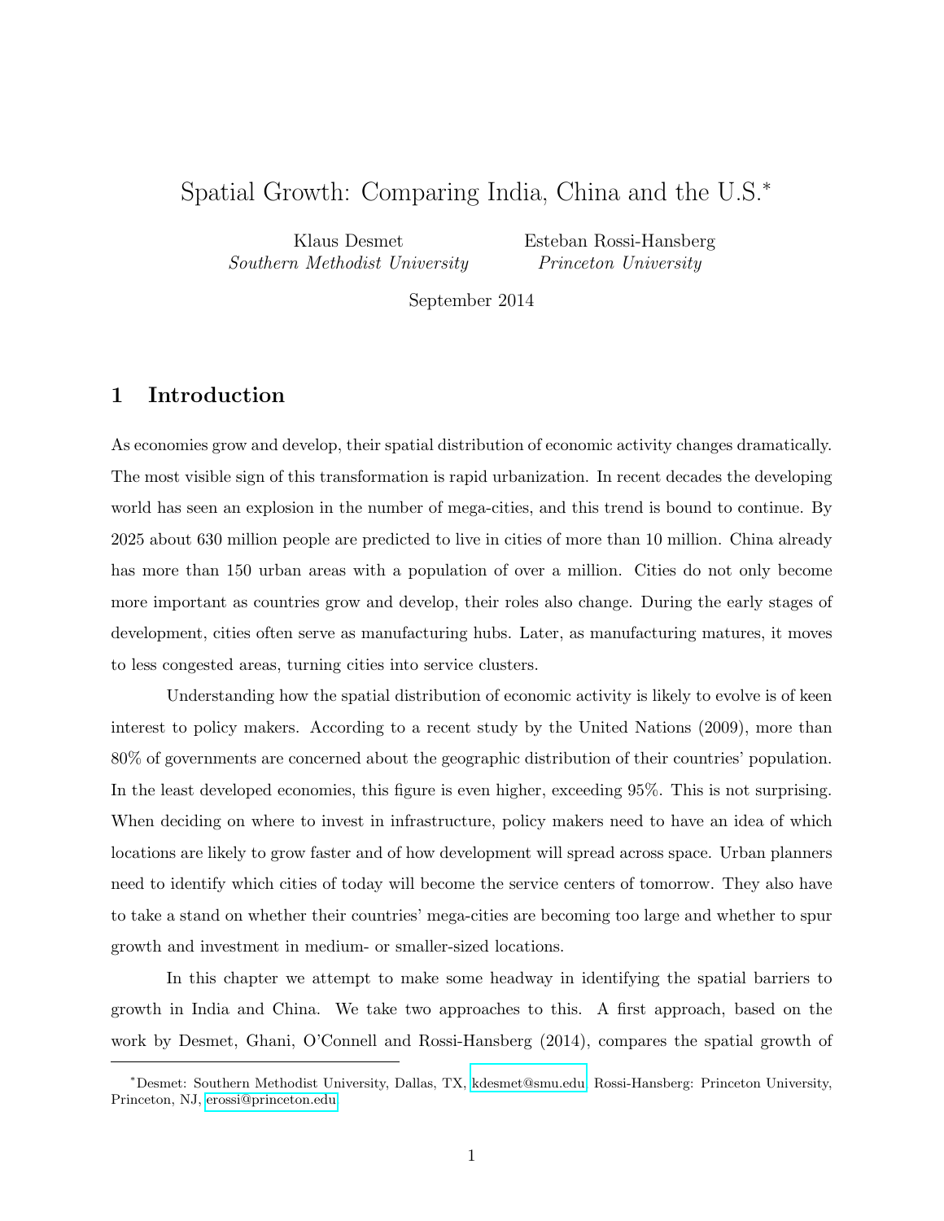# Spatial Growth: Comparing India, China and the U.S.*

Klaus Desmet
*Southern Methodist University*

Esteban Rossi-Hansberg
*Princeton University*

September 2014

## 1 Introduction

As economies grow and develop, their spatial distribution of economic activity changes dramatically. The most visible sign of this transformation is rapid urbanization. In recent decades the developing world has seen an explosion in the number of mega-cities, and this trend is bound to continue. By 2025 about 630 million people are predicted to live in cities of more than 10 million. China already has more than 150 urban areas with a population of over a million. Cities do not only become more important as countries grow and develop, their roles also change. During the early stages of development, cities often serve as manufacturing hubs. Later, as manufacturing matures, it moves to less congested areas, turning cities into service clusters.

Understanding how the spatial distribution of economic activity is likely to evolve is of keen interest to policy makers. According to a recent study by the United Nations (2009), more than 80% of governments are concerned about the geographic distribution of their countries' population. In the least developed economies, this figure is even higher, exceeding 95%. This is not surprising. When deciding on where to invest in infrastructure, policy makers need to have an idea of which locations are likely to grow faster and of how development will spread across space. Urban planners need to identify which cities of today will become the service centers of tomorrow. They also have to take a stand on whether their countries' mega-cities are becoming too large and whether to spur growth and investment in medium- or smaller-sized locations.

In this chapter we attempt to make some headway in identifying the spatial barriers to growth in India and China. We take two approaches to this. A first approach, based on the work by Desmet, Ghani, O'Connell and Rossi-Hansberg (2014), compares the spatial growth of

---

*Desmet: Southern Methodist University, Dallas, TX, kdesmet@smu.edu, Rossi-Hansberg: Princeton University, Princeton, NJ, erossi@princeton.edu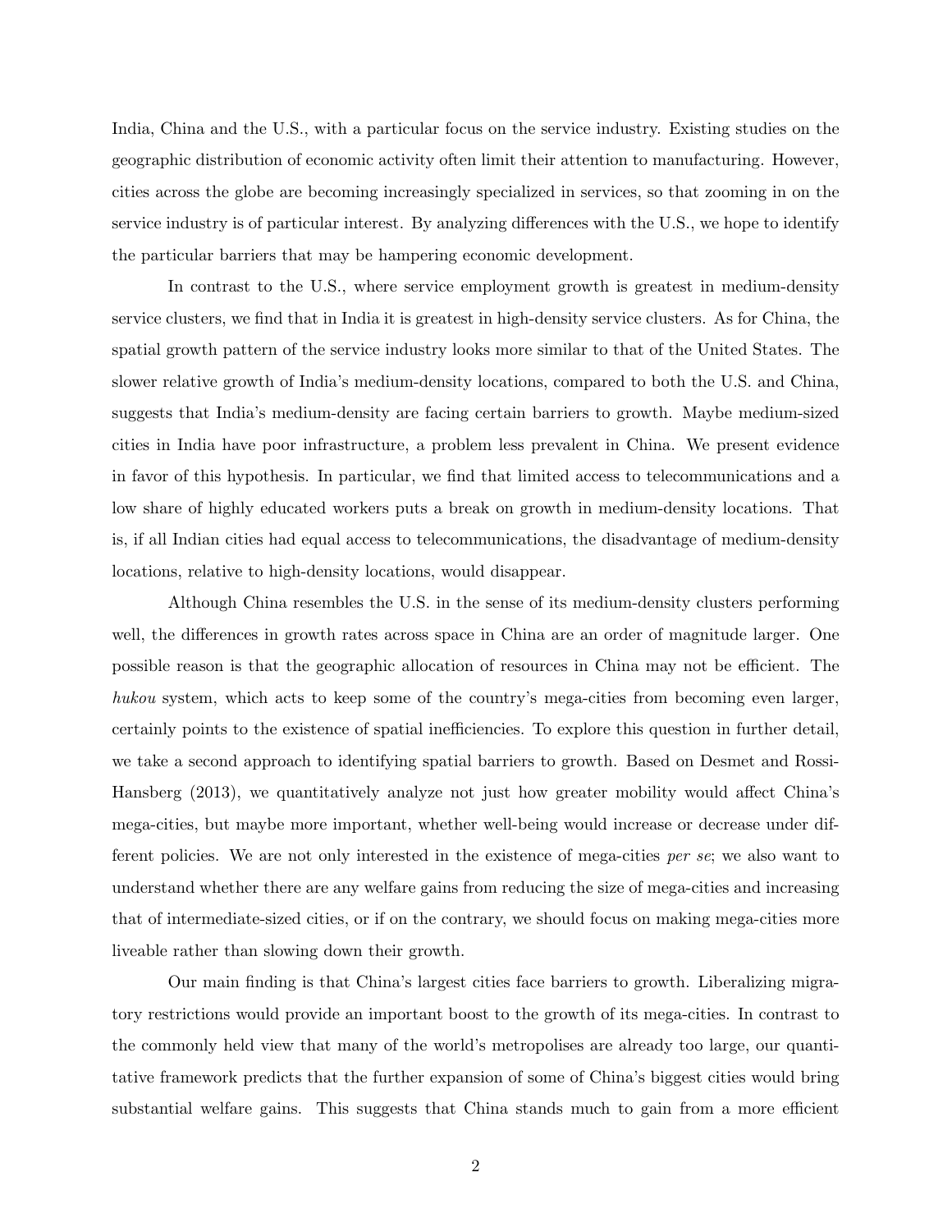India, China and the U.S., with a particular focus on the service industry. Existing studies on the geographic distribution of economic activity often limit their attention to manufacturing. However, cities across the globe are becoming increasingly specialized in services, so that zooming in on the service industry is of particular interest. By analyzing differences with the U.S., we hope to identify the particular barriers that may be hampering economic development.

In contrast to the U.S., where service employment growth is greatest in medium-density service clusters, we find that in India it is greatest in high-density service clusters. As for China, the spatial growth pattern of the service industry looks more similar to that of the United States. The slower relative growth of India's medium-density locations, compared to both the U.S. and China, suggests that India's medium-density are facing certain barriers to growth. Maybe medium-sized cities in India have poor infrastructure, a problem less prevalent in China. We present evidence in favor of this hypothesis. In particular, we find that limited access to telecommunications and a low share of highly educated workers puts a break on growth in medium-density locations. That is, if all Indian cities had equal access to telecommunications, the disadvantage of medium-density locations, relative to high-density locations, would disappear.

Although China resembles the U.S. in the sense of its medium-density clusters performing well, the differences in growth rates across space in China are an order of magnitude larger. One possible reason is that the geographic allocation of resources in China may not be efficient. The *hukou* system, which acts to keep some of the country's mega-cities from becoming even larger, certainly points to the existence of spatial inefficiencies. To explore this question in further detail, we take a second approach to identifying spatial barriers to growth. Based on Desmet and Rossi-Hansberg (2013), we quantitatively analyze not just how greater mobility would affect China's mega-cities, but maybe more important, whether well-being would increase or decrease under different policies. We are not only interested in the existence of mega-cities *per se*; we also want to understand whether there are any welfare gains from reducing the size of mega-cities and increasing that of intermediate-sized cities, or if on the contrary, we should focus on making mega-cities more liveable rather than slowing down their growth.

Our main finding is that China's largest cities face barriers to growth. Liberalizing migratory restrictions would provide an important boost to the growth of its mega-cities. In contrast to the commonly held view that many of the world's metropolises are already too large, our quantitative framework predicts that the further expansion of some of China's biggest cities would bring substantial welfare gains. This suggests that China stands much to gain from a more efficient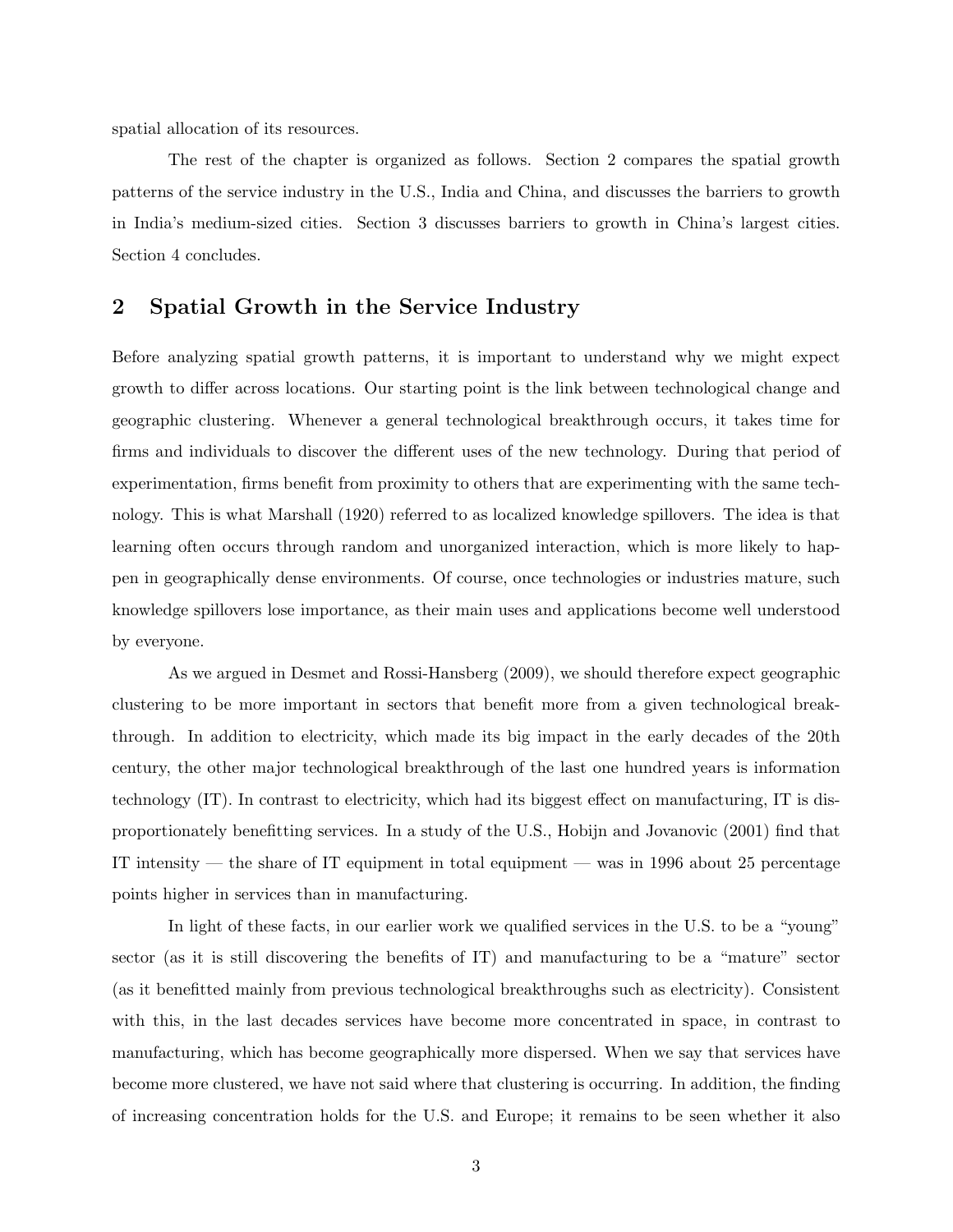spatial allocation of its resources.

The rest of the chapter is organized as follows. Section 2 compares the spatial growth patterns of the service industry in the U.S., India and China, and discusses the barriers to growth in India's medium-sized cities. Section 3 discusses barriers to growth in China's largest cities. Section 4 concludes.

## 2 Spatial Growth in the Service Industry

Before analyzing spatial growth patterns, it is important to understand why we might expect growth to differ across locations. Our starting point is the link between technological change and geographic clustering. Whenever a general technological breakthrough occurs, it takes time for firms and individuals to discover the different uses of the new technology. During that period of experimentation, firms benefit from proximity to others that are experimenting with the same technology. This is what Marshall (1920) referred to as localized knowledge spillovers. The idea is that learning often occurs through random and unorganized interaction, which is more likely to happen in geographically dense environments. Of course, once technologies or industries mature, such knowledge spillovers lose importance, as their main uses and applications become well understood by everyone.

As we argued in Desmet and Rossi-Hansberg (2009), we should therefore expect geographic clustering to be more important in sectors that benefit more from a given technological breakthrough. In addition to electricity, which made its big impact in the early decades of the 20th century, the other major technological breakthrough of the last one hundred years is information technology (IT). In contrast to electricity, which had its biggest effect on manufacturing, IT is disproportionately benefitting services. In a study of the U.S., Hobijn and Jovanovic (2001) find that IT intensity — the share of IT equipment in total equipment — was in 1996 about 25 percentage points higher in services than in manufacturing.

In light of these facts, in our earlier work we qualified services in the U.S. to be a "young" sector (as it is still discovering the benefits of IT) and manufacturing to be a "mature" sector (as it benefitted mainly from previous technological breakthroughs such as electricity). Consistent with this, in the last decades services have become more concentrated in space, in contrast to manufacturing, which has become geographically more dispersed. When we say that services have become more clustered, we have not said where that clustering is occurring. In addition, the finding of increasing concentration holds for the U.S. and Europe; it remains to be seen whether it also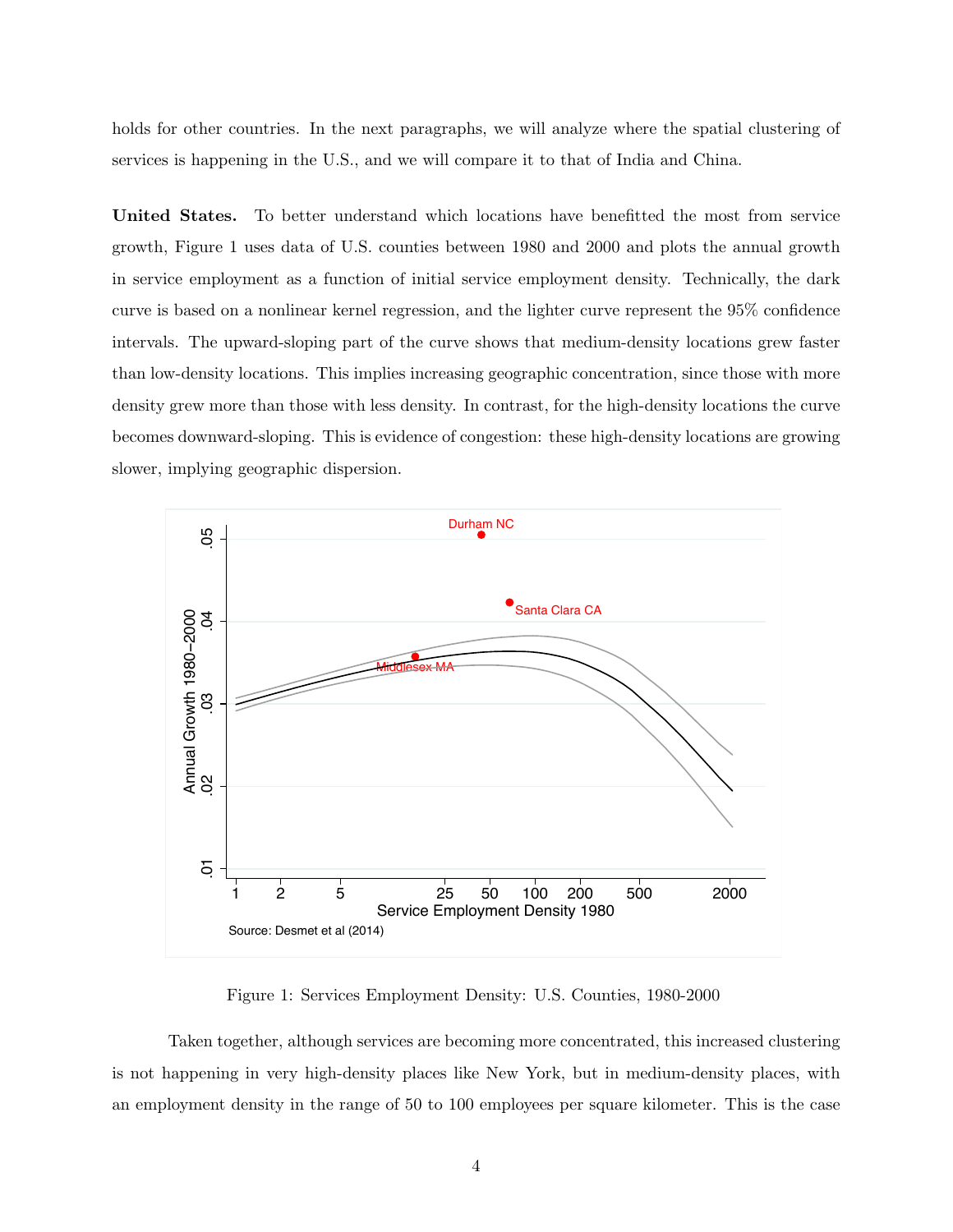holds for other countries. In the next paragraphs, we will analyze where the spatial clustering of services is happening in the U.S., and we will compare it to that of India and China.

**United States.** To better understand which locations have benefitted the most from service growth, Figure 1 uses data of U.S. counties between 1980 and 2000 and plots the annual growth in service employment as a function of initial service employment density. Technically, the dark curve is based on a nonlinear kernel regression, and the lighter curve represent the 95% confidence intervals. The upward-sloping part of the curve shows that medium-density locations grew faster than low-density locations. This implies increasing geographic concentration, since those with more density grew more than those with less density. In contrast, for the high-density locations the curve becomes downward-sloping. This is evidence of congestion: these high-density locations are growing slower, implying geographic dispersion.

Figure 1: Services Employment Density: U.S. Counties, 1980-2000

Taken together, although services are becoming more concentrated, this increased clustering is not happening in very high-density places like New York, but in medium-density places, with an employment density in the range of 50 to 100 employees per square kilometer. This is the case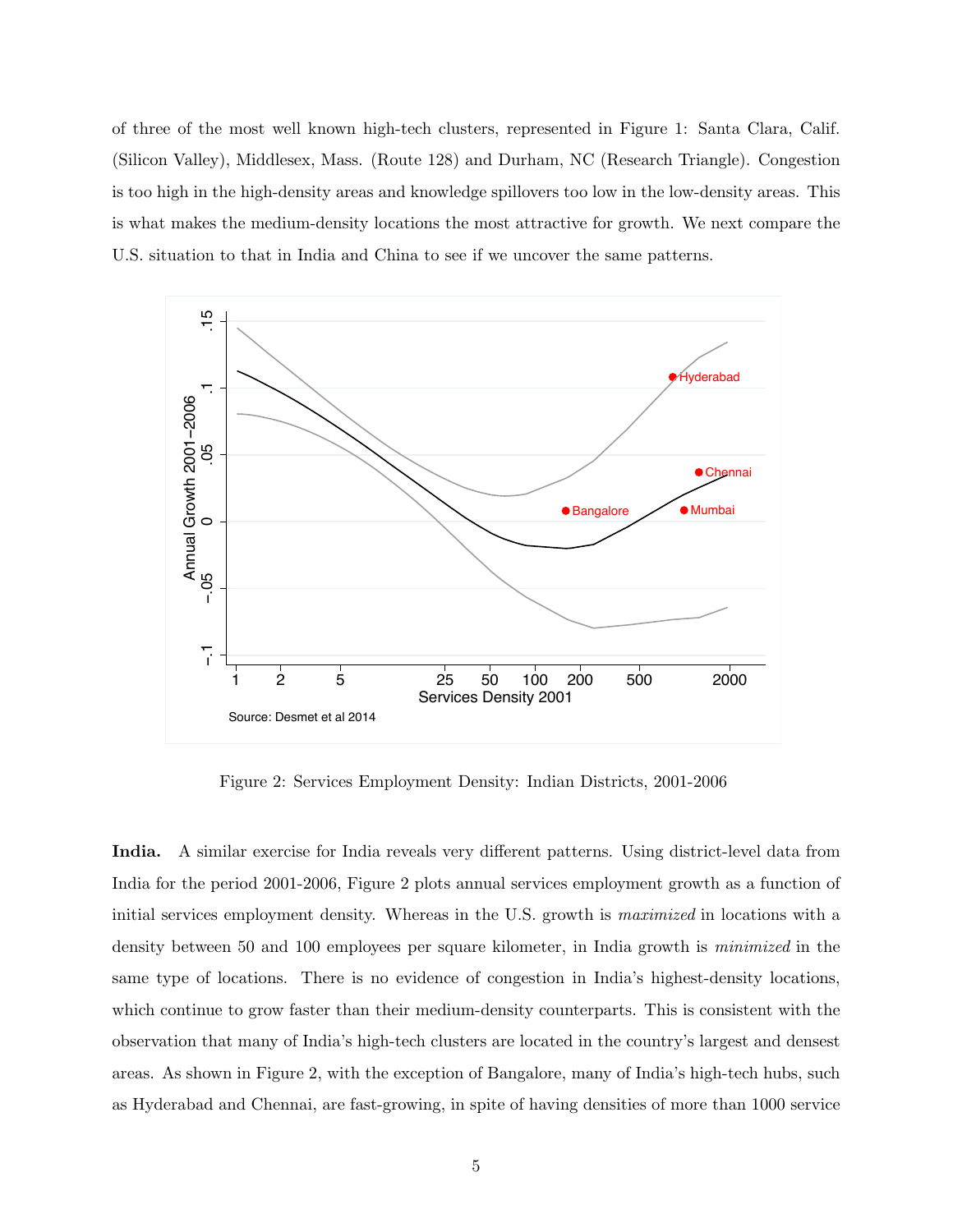of three of the most well known high-tech clusters, represented in Figure 1: Santa Clara, Calif. (Silicon Valley), Middlesex, Mass. (Route 128) and Durham, NC (Research Triangle). Congestion is too high in the high-density areas and knowledge spillovers too low in the low-density areas. This is what makes the medium-density locations the most attractive for growth. We next compare the U.S. situation to that in India and China to see if we uncover the same patterns.

Figure 2: Services Employment Density: Indian Districts, 2001-2006

**India.** A similar exercise for India reveals very different patterns. Using district-level data from India for the period 2001-2006, Figure 2 plots annual services employment growth as a function of initial services employment density. Whereas in the U.S. growth is *maximized* in locations with a density between 50 and 100 employees per square kilometer, in India growth is *minimized* in the same type of locations. There is no evidence of congestion in India's highest-density locations, which continue to grow faster than their medium-density counterparts. This is consistent with the observation that many of India's high-tech clusters are located in the country's largest and densest areas. As shown in Figure 2, with the exception of Bangalore, many of India's high-tech hubs, such as Hyderabad and Chennai, are fast-growing, in spite of having densities of more than 1000 service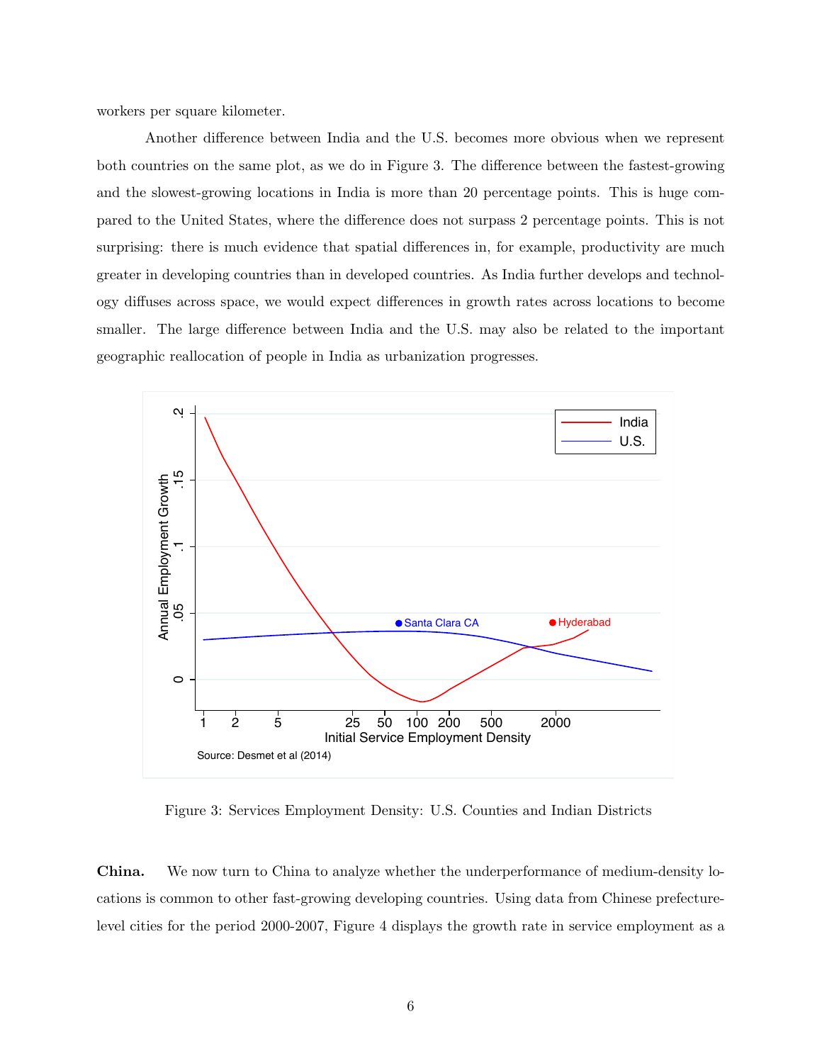workers per square kilometer.

Another difference between India and the U.S. becomes more obvious when we represent both countries on the same plot, as we do in Figure 3. The difference between the fastest-growing and the slowest-growing locations in India is more than 20 percentage points. This is huge compared to the United States, where the difference does not surpass 2 percentage points. This is not surprising: there is much evidence that spatial differences in, for example, productivity are much greater in developing countries than in developed countries. As India further develops and technology diffuses across space, we would expect differences in growth rates across locations to become smaller. The large difference between India and the U.S. may also be related to the important geographic reallocation of people in India as urbanization progresses.

Figure 3: Services Employment Density: U.S. Counties and Indian Districts

**China.** We now turn to China to analyze whether the underperformance of medium-density locations is common to other fast-growing developing countries. Using data from Chinese prefecture-level cities for the period 2000-2007, Figure 4 displays the growth rate in service employment as a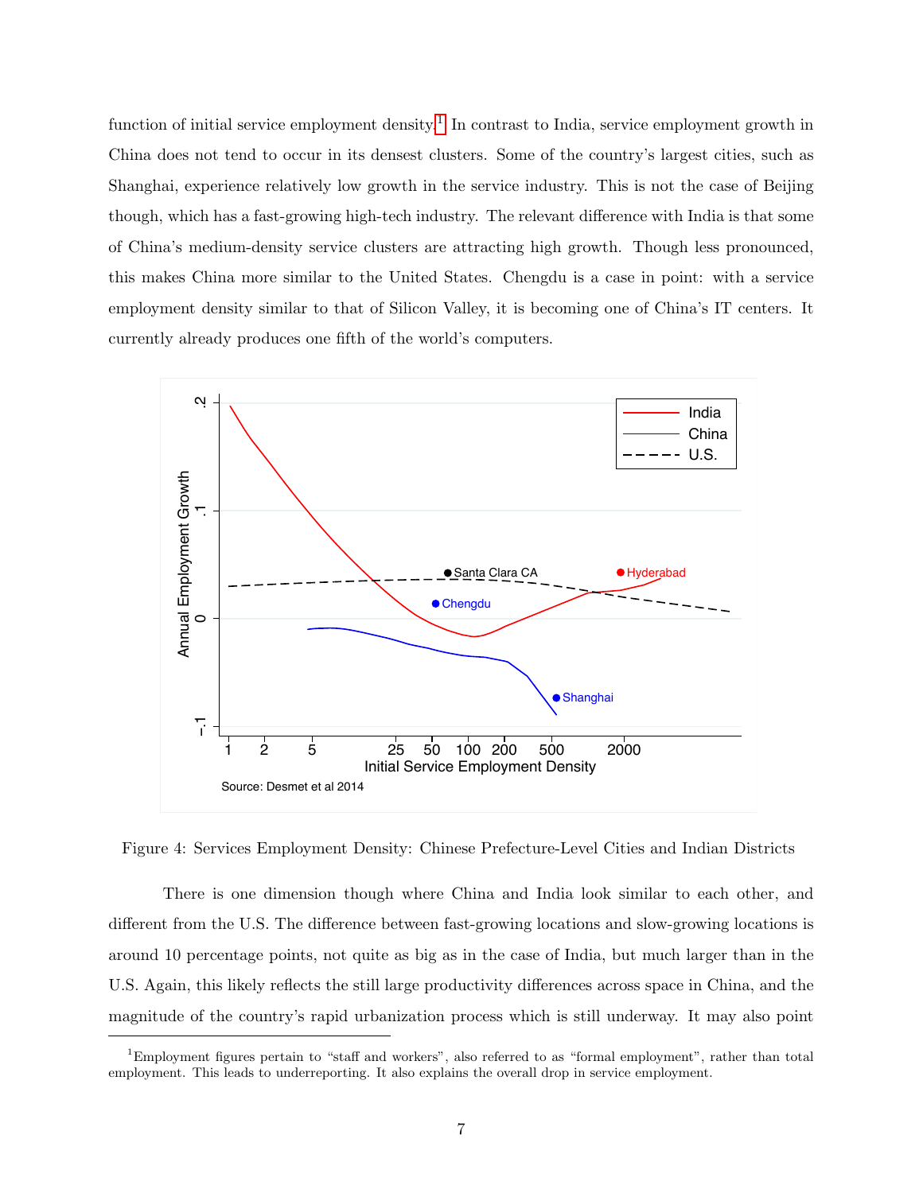function of initial service employment density.[1] In contrast to India, service employment growth in China does not tend to occur in its densest clusters. Some of the country's largest cities, such as Shanghai, experience relatively low growth in the service industry. This is not the case of Beijing though, which has a fast-growing high-tech industry. The relevant difference with India is that some of China's medium-density service clusters are attracting high growth. Though less pronounced, this makes China more similar to the United States. Chengdu is a case in point: with a service employment density similar to that of Silicon Valley, it is becoming one of China's IT centers. It currently already produces one fifth of the world's computers.

Figure 4: Services Employment Density: Chinese Prefecture-Level Cities and Indian Districts

There is one dimension though where China and India look similar to each other, and different from the U.S. The difference between fast-growing locations and slow-growing locations is around 10 percentage points, not quite as big as in the case of India, but much larger than in the U.S. Again, this likely reflects the still large productivity differences across space in China, and the magnitude of the country's rapid urbanization process which is still underway. It may also point

[1] Employment figures pertain to "staff and workers", also referred to as "formal employment", rather than total employment. This leads to underreporting. It also explains the overall drop in service employment.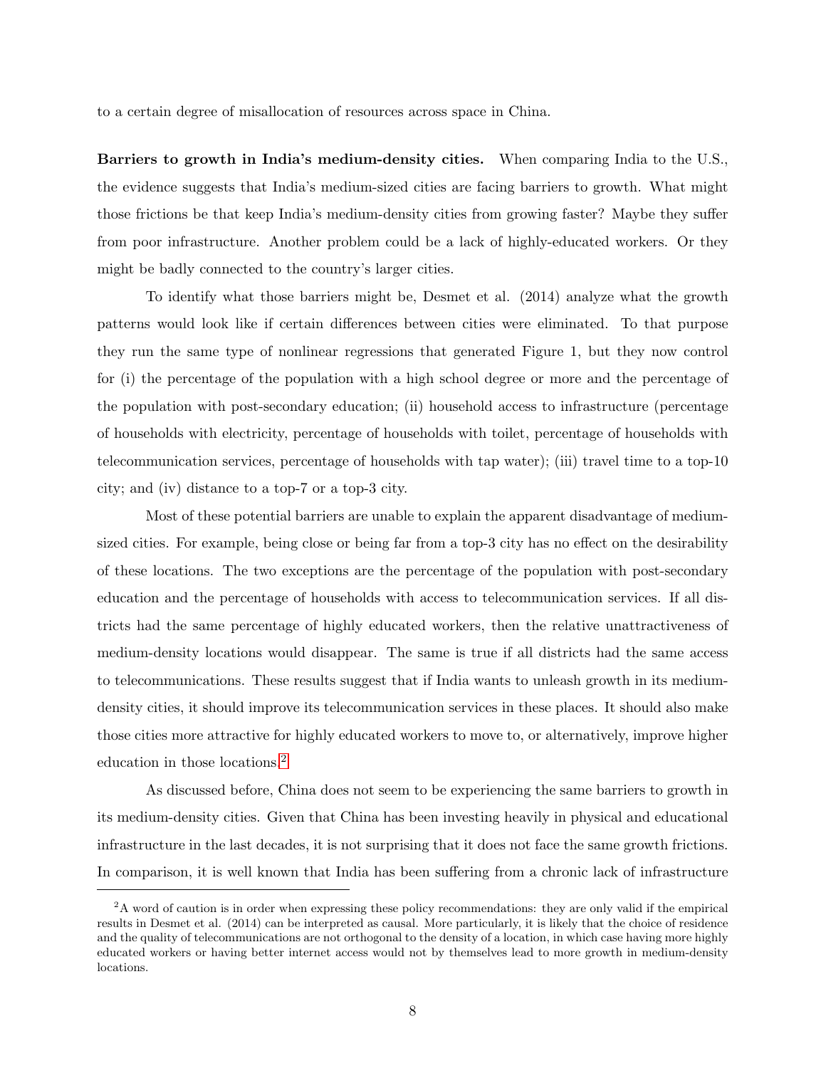to a certain degree of misallocation of resources across space in China.

**Barriers to growth in India's medium-density cities.** When comparing India to the U.S., the evidence suggests that India's medium-sized cities are facing barriers to growth. What might those frictions be that keep India's medium-density cities from growing faster? Maybe they suffer from poor infrastructure. Another problem could be a lack of highly-educated workers. Or they might be badly connected to the country's larger cities.

To identify what those barriers might be, Desmet et al. (2014) analyze what the growth patterns would look like if certain differences between cities were eliminated. To that purpose they run the same type of nonlinear regressions that generated Figure 1, but they now control for (i) the percentage of the population with a high school degree or more and the percentage of the population with post-secondary education; (ii) household access to infrastructure (percentage of households with electricity, percentage of households with toilet, percentage of households with telecommunication services, percentage of households with tap water); (iii) travel time to a top-10 city; and (iv) distance to a top-7 or a top-3 city.

Most of these potential barriers are unable to explain the apparent disadvantage of medium-sized cities. For example, being close or being far from a top-3 city has no effect on the desirability of these locations. The two exceptions are the percentage of the population with post-secondary education and the percentage of households with access to telecommunication services. If all districts had the same percentage of highly educated workers, then the relative unattractiveness of medium-density locations would disappear. The same is true if all districts had the same access to telecommunications. These results suggest that if India wants to unleash growth in its medium-density cities, it should improve its telecommunication services in these places. It should also make those cities more attractive for highly educated workers to move to, or alternatively, improve higher education in those locations.[2]

As discussed before, China does not seem to be experiencing the same barriers to growth in its medium-density cities. Given that China has been investing heavily in physical and educational infrastructure in the last decades, it is not surprising that it does not face the same growth frictions. In comparison, it is well known that India has been suffering from a chronic lack of infrastructure

[2] A word of caution is in order when expressing these policy recommendations: they are only valid if the empirical results in Desmet et al. (2014) can be interpreted as causal. More particularly, it is likely that the choice of residence and the quality of telecommunications are not orthogonal to the density of a location, in which case having more highly educated workers or having better internet access would not by themselves lead to more growth in medium-density locations.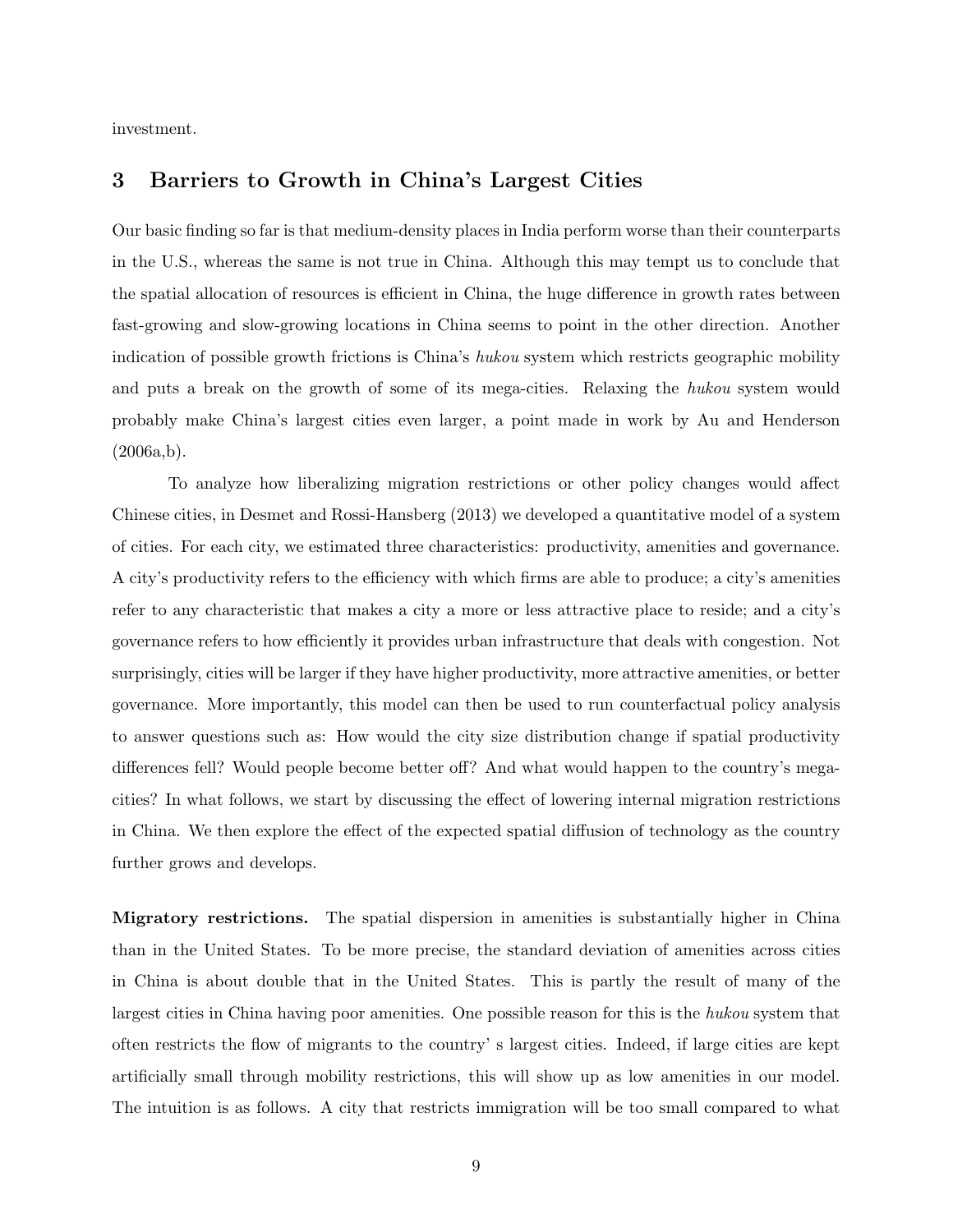investment.

## 3 Barriers to Growth in China's Largest Cities

Our basic finding so far is that medium-density places in India perform worse than their counterparts in the U.S., whereas the same is not true in China. Although this may tempt us to conclude that the spatial allocation of resources is efficient in China, the huge difference in growth rates between fast-growing and slow-growing locations in China seems to point in the other direction. Another indication of possible growth frictions is China's *hukou* system which restricts geographic mobility and puts a break on the growth of some of its mega-cities. Relaxing the *hukou* system would probably make China's largest cities even larger, a point made in work by Au and Henderson (2006a,b).

To analyze how liberalizing migration restrictions or other policy changes would affect Chinese cities, in Desmet and Rossi-Hansberg (2013) we developed a quantitative model of a system of cities. For each city, we estimated three characteristics: productivity, amenities and governance. A city's productivity refers to the efficiency with which firms are able to produce; a city's amenities refer to any characteristic that makes a city a more or less attractive place to reside; and a city's governance refers to how efficiently it provides urban infrastructure that deals with congestion. Not surprisingly, cities will be larger if they have higher productivity, more attractive amenities, or better governance. More importantly, this model can then be used to run counterfactual policy analysis to answer questions such as: How would the city size distribution change if spatial productivity differences fell? Would people become better off? And what would happen to the country's mega-cities? In what follows, we start by discussing the effect of lowering internal migration restrictions in China. We then explore the effect of the expected spatial diffusion of technology as the country further grows and develops.

**Migratory restrictions.** The spatial dispersion in amenities is substantially higher in China than in the United States. To be more precise, the standard deviation of amenities across cities in China is about double that in the United States. This is partly the result of many of the largest cities in China having poor amenities. One possible reason for this is the *hukou* system that often restricts the flow of migrants to the country' s largest cities. Indeed, if large cities are kept artificially small through mobility restrictions, this will show up as low amenities in our model. The intuition is as follows. A city that restricts immigration will be too small compared to what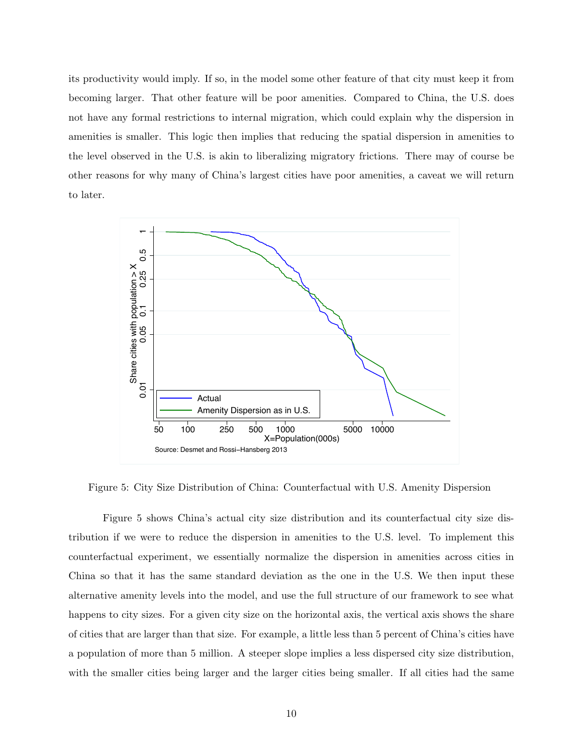its productivity would imply. If so, in the model some other feature of that city must keep it from becoming larger. That other feature will be poor amenities. Compared to China, the U.S. does not have any formal restrictions to internal migration, which could explain why the dispersion in amenities is smaller. This logic then implies that reducing the spatial dispersion in amenities to the level observed in the U.S. is akin to liberalizing migratory frictions. There may of course be other reasons for why many of China's largest cities have poor amenities, a caveat we will return to later.

Figure 5: City Size Distribution of China: Counterfactual with U.S. Amenity Dispersion

Figure 5 shows China's actual city size distribution and its counterfactual city size distribution if we were to reduce the dispersion in amenities to the U.S. level. To implement this counterfactual experiment, we essentially normalize the dispersion in amenities across cities in China so that it has the same standard deviation as the one in the U.S. We then input these alternative amenity levels into the model, and use the full structure of our framework to see what happens to city sizes. For a given city size on the horizontal axis, the vertical axis shows the share of cities that are larger than that size. For example, a little less than 5 percent of China's cities have a population of more than 5 million. A steeper slope implies a less dispersed city size distribution, with the smaller cities being larger and the larger cities being smaller. If all cities had the same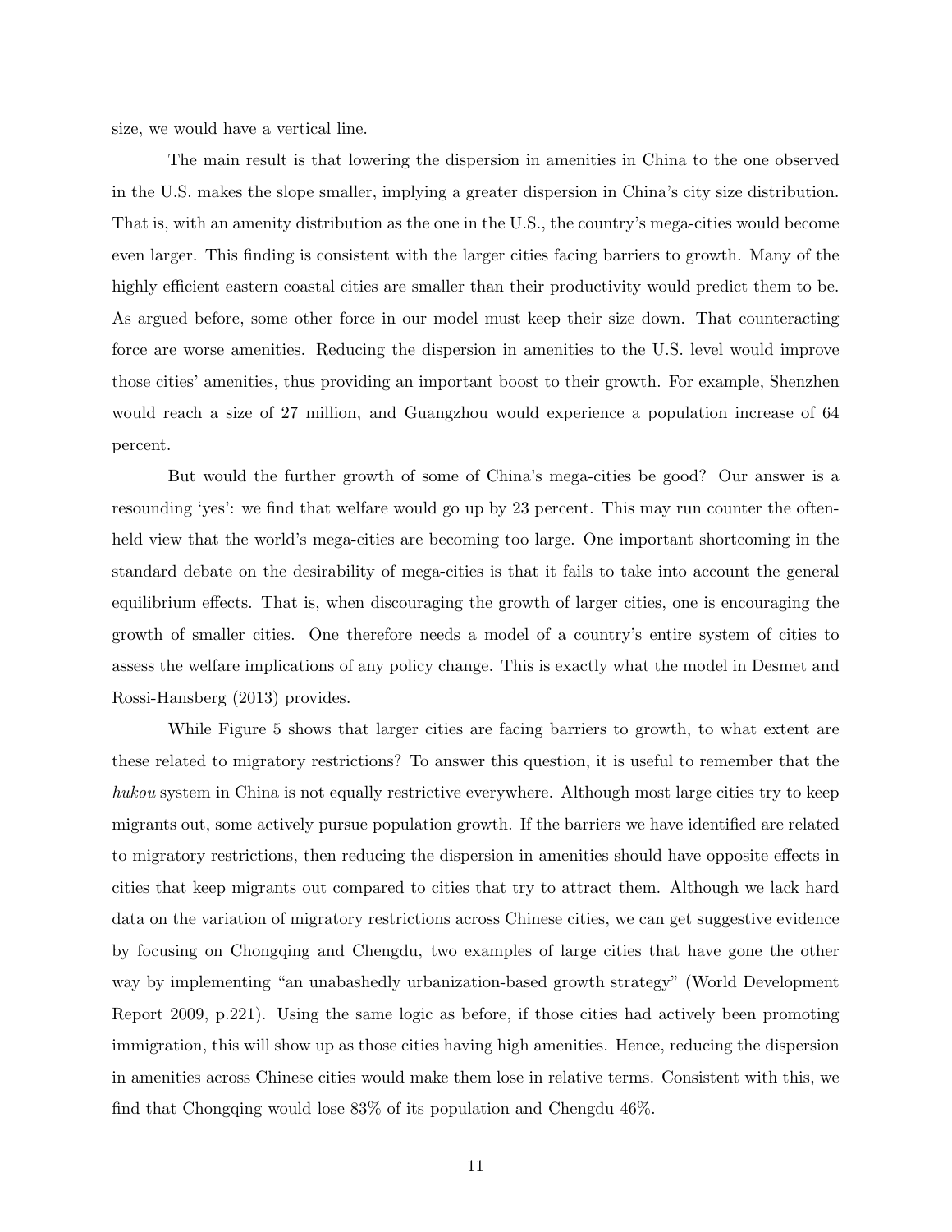size, we would have a vertical line.

The main result is that lowering the dispersion in amenities in China to the one observed in the U.S. makes the slope smaller, implying a greater dispersion in China's city size distribution. That is, with an amenity distribution as the one in the U.S., the country's mega-cities would become even larger. This finding is consistent with the larger cities facing barriers to growth. Many of the highly efficient eastern coastal cities are smaller than their productivity would predict them to be. As argued before, some other force in our model must keep their size down. That counteracting force are worse amenities. Reducing the dispersion in amenities to the U.S. level would improve those cities' amenities, thus providing an important boost to their growth. For example, Shenzhen would reach a size of 27 million, and Guangzhou would experience a population increase of 64 percent.

But would the further growth of some of China's mega-cities be good? Our answer is a resounding 'yes': we find that welfare would go up by 23 percent. This may run counter the often-held view that the world's mega-cities are becoming too large. One important shortcoming in the standard debate on the desirability of mega-cities is that it fails to take into account the general equilibrium effects. That is, when discouraging the growth of larger cities, one is encouraging the growth of smaller cities. One therefore needs a model of a country's entire system of cities to assess the welfare implications of any policy change. This is exactly what the model in Desmet and Rossi-Hansberg (2013) provides.

While Figure 5 shows that larger cities are facing barriers to growth, to what extent are these related to migratory restrictions? To answer this question, it is useful to remember that the *hukou* system in China is not equally restrictive everywhere. Although most large cities try to keep migrants out, some actively pursue population growth. If the barriers we have identified are related to migratory restrictions, then reducing the dispersion in amenities should have opposite effects in cities that keep migrants out compared to cities that try to attract them. Although we lack hard data on the variation of migratory restrictions across Chinese cities, we can get suggestive evidence by focusing on Chongqing and Chengdu, two examples of large cities that have gone the other way by implementing "an unabashedly urbanization-based growth strategy" (World Development Report 2009, p.221). Using the same logic as before, if those cities had actively been promoting immigration, this will show up as those cities having high amenities. Hence, reducing the dispersion in amenities across Chinese cities would make them lose in relative terms. Consistent with this, we find that Chongqing would lose 83% of its population and Chengdu 46%.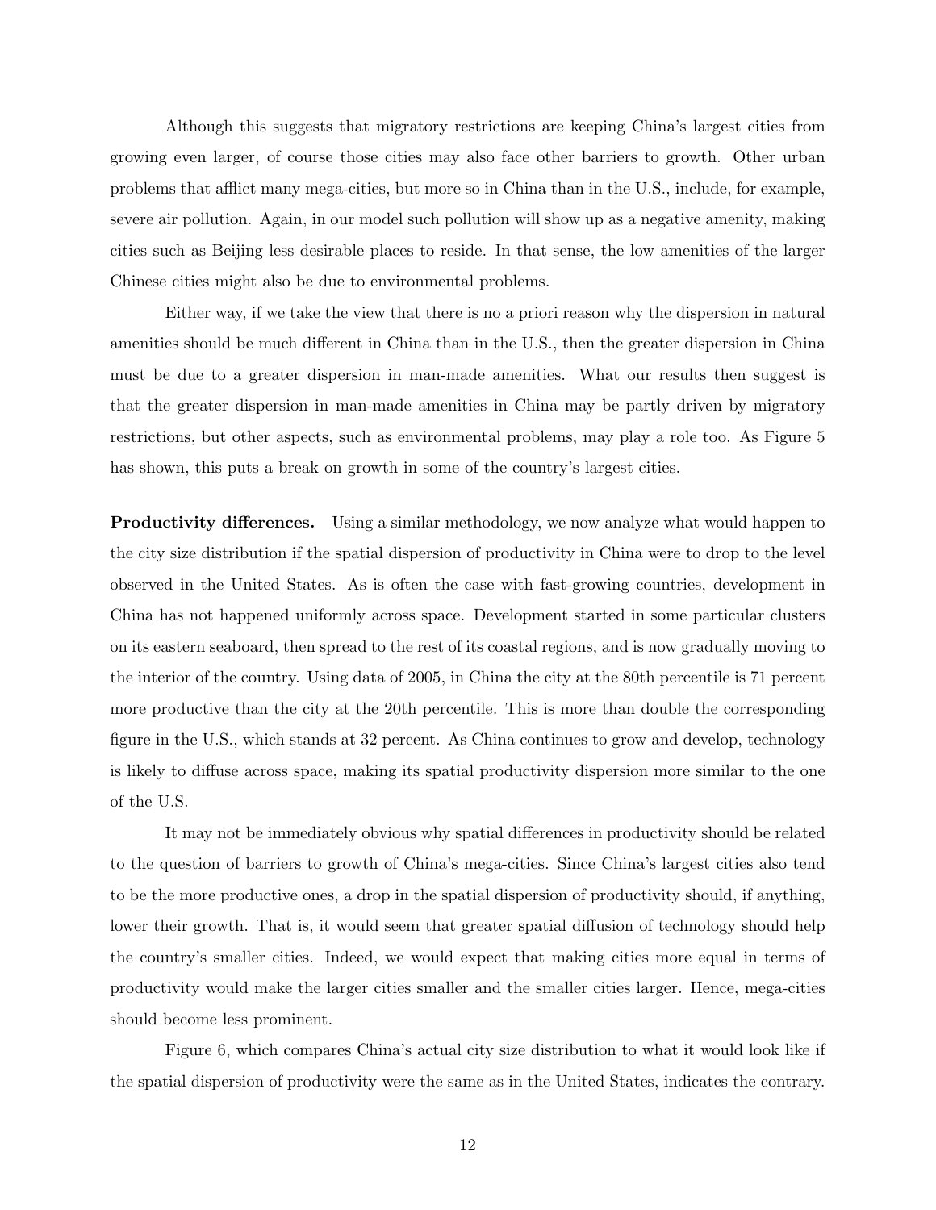Although this suggests that migratory restrictions are keeping China's largest cities from growing even larger, of course those cities may also face other barriers to growth. Other urban problems that afflict many mega-cities, but more so in China than in the U.S., include, for example, severe air pollution. Again, in our model such pollution will show up as a negative amenity, making cities such as Beijing less desirable places to reside. In that sense, the low amenities of the larger Chinese cities might also be due to environmental problems.

Either way, if we take the view that there is no a priori reason why the dispersion in natural amenities should be much different in China than in the U.S., then the greater dispersion in China must be due to a greater dispersion in man-made amenities. What our results then suggest is that the greater dispersion in man-made amenities in China may be partly driven by migratory restrictions, but other aspects, such as environmental problems, may play a role too. As Figure 5 has shown, this puts a break on growth in some of the country's largest cities.

**Productivity differences.** Using a similar methodology, we now analyze what would happen to the city size distribution if the spatial dispersion of productivity in China were to drop to the level observed in the United States. As is often the case with fast-growing countries, development in China has not happened uniformly across space. Development started in some particular clusters on its eastern seaboard, then spread to the rest of its coastal regions, and is now gradually moving to the interior of the country. Using data of 2005, in China the city at the 80th percentile is 71 percent more productive than the city at the 20th percentile. This is more than double the corresponding figure in the U.S., which stands at 32 percent. As China continues to grow and develop, technology is likely to diffuse across space, making its spatial productivity dispersion more similar to the one of the U.S.

It may not be immediately obvious why spatial differences in productivity should be related to the question of barriers to growth of China's mega-cities. Since China's largest cities also tend to be the more productive ones, a drop in the spatial dispersion of productivity should, if anything, lower their growth. That is, it would seem that greater spatial diffusion of technology should help the country's smaller cities. Indeed, we would expect that making cities more equal in terms of productivity would make the larger cities smaller and the smaller cities larger. Hence, mega-cities should become less prominent.

Figure 6, which compares China's actual city size distribution to what it would look like if the spatial dispersion of productivity were the same as in the United States, indicates the contrary.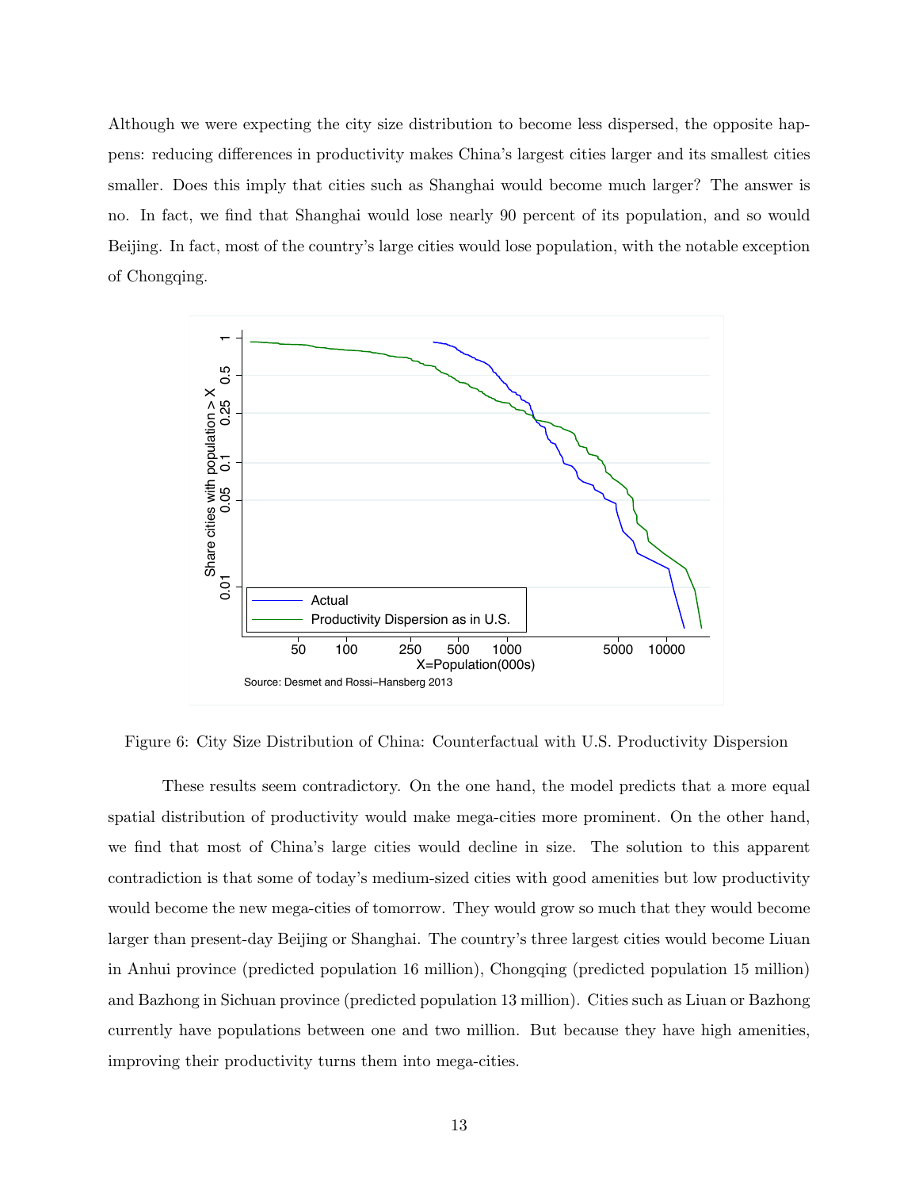Although we were expecting the city size distribution to become less dispersed, the opposite happens: reducing differences in productivity makes China's largest cities larger and its smallest cities smaller. Does this imply that cities such as Shanghai would become much larger? The answer is no. In fact, we find that Shanghai would lose nearly 90 percent of its population, and so would Beijing. In fact, most of the country's large cities would lose population, with the notable exception of Chongqing.

Figure 6: City Size Distribution of China: Counterfactual with U.S. Productivity Dispersion

These results seem contradictory. On the one hand, the model predicts that a more equal spatial distribution of productivity would make mega-cities more prominent. On the other hand, we find that most of China's large cities would decline in size. The solution to this apparent contradiction is that some of today's medium-sized cities with good amenities but low productivity would become the new mega-cities of tomorrow. They would grow so much that they would become larger than present-day Beijing or Shanghai. The country's three largest cities would become Liuan in Anhui province (predicted population 16 million), Chongqing (predicted population 15 million) and Bazhong in Sichuan province (predicted population 13 million). Cities such as Liuan or Bazhong currently have populations between one and two million. But because they have high amenities, improving their productivity turns them into mega-cities.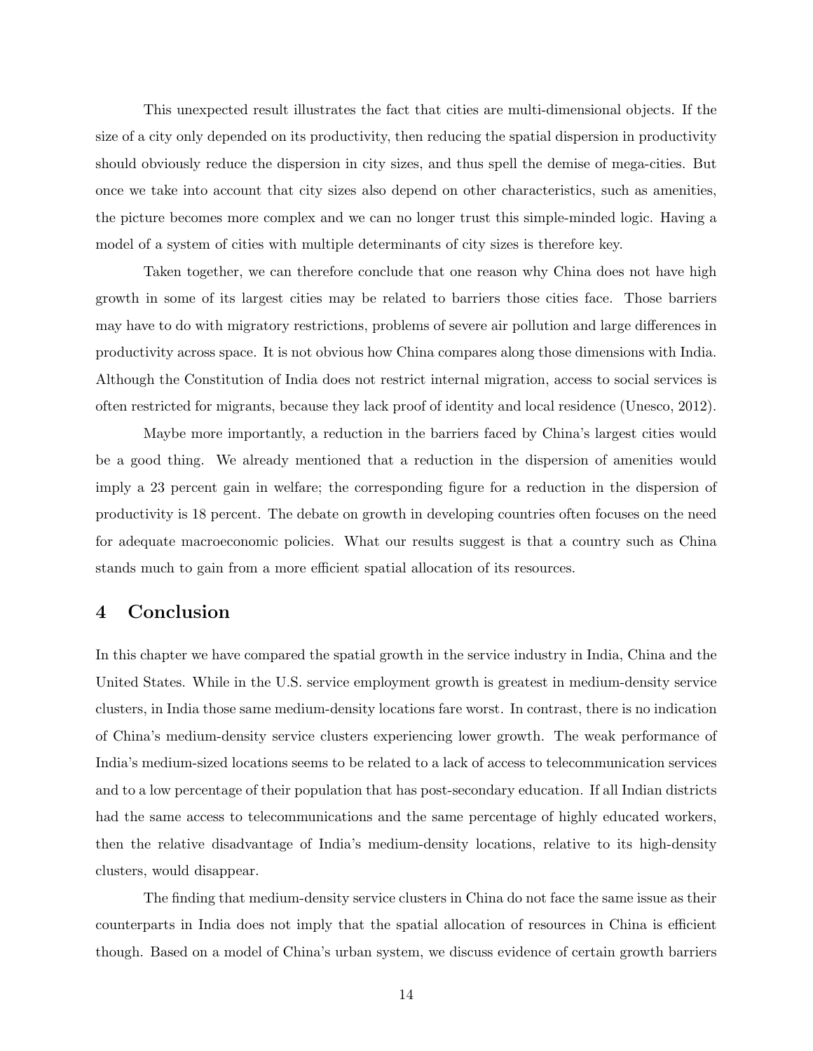This unexpected result illustrates the fact that cities are multi-dimensional objects. If the size of a city only depended on its productivity, then reducing the spatial dispersion in productivity should obviously reduce the dispersion in city sizes, and thus spell the demise of mega-cities. But once we take into account that city sizes also depend on other characteristics, such as amenities, the picture becomes more complex and we can no longer trust this simple-minded logic. Having a model of a system of cities with multiple determinants of city sizes is therefore key.

Taken together, we can therefore conclude that one reason why China does not have high growth in some of its largest cities may be related to barriers those cities face. Those barriers may have to do with migratory restrictions, problems of severe air pollution and large differences in productivity across space. It is not obvious how China compares along those dimensions with India. Although the Constitution of India does not restrict internal migration, access to social services is often restricted for migrants, because they lack proof of identity and local residence (Unesco, 2012).

Maybe more importantly, a reduction in the barriers faced by China's largest cities would be a good thing. We already mentioned that a reduction in the dispersion of amenities would imply a 23 percent gain in welfare; the corresponding figure for a reduction in the dispersion of productivity is 18 percent. The debate on growth in developing countries often focuses on the need for adequate macroeconomic policies. What our results suggest is that a country such as China stands much to gain from a more efficient spatial allocation of its resources.

## 4 Conclusion

In this chapter we have compared the spatial growth in the service industry in India, China and the United States. While in the U.S. service employment growth is greatest in medium-density service clusters, in India those same medium-density locations fare worst. In contrast, there is no indication of China's medium-density service clusters experiencing lower growth. The weak performance of India's medium-sized locations seems to be related to a lack of access to telecommunication services and to a low percentage of their population that has post-secondary education. If all Indian districts had the same access to telecommunications and the same percentage of highly educated workers, then the relative disadvantage of India's medium-density locations, relative to its high-density clusters, would disappear.

The finding that medium-density service clusters in China do not face the same issue as their counterparts in India does not imply that the spatial allocation of resources in China is efficient though. Based on a model of China's urban system, we discuss evidence of certain growth barriers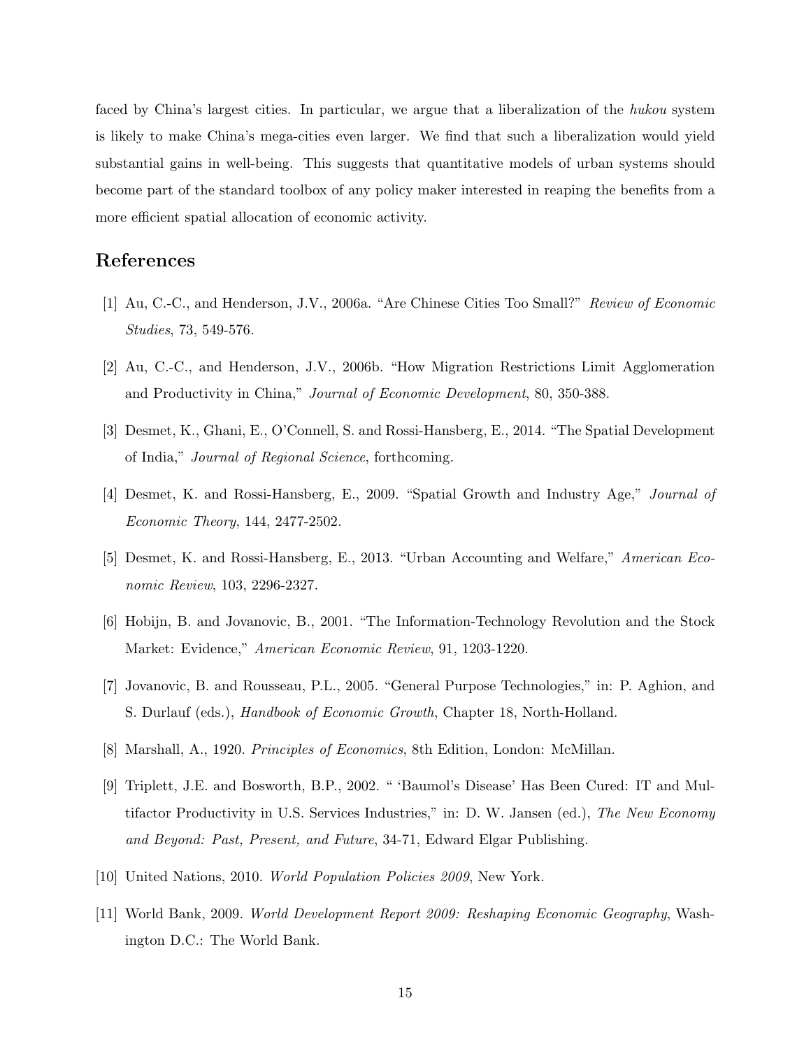faced by China's largest cities. In particular, we argue that a liberalization of the *hukou* system is likely to make China's mega-cities even larger. We find that such a liberalization would yield substantial gains in well-being. This suggests that quantitative models of urban systems should become part of the standard toolbox of any policy maker interested in reaping the benefits from a more efficient spatial allocation of economic activity.

## References

[1] Au, C.-C., and Henderson, J.V., 2006a. "Are Chinese Cities Too Small?" *Review of Economic Studies*, 73, 549-576.

[2] Au, C.-C., and Henderson, J.V., 2006b. "How Migration Restrictions Limit Agglomeration and Productivity in China," *Journal of Economic Development*, 80, 350-388.

[3] Desmet, K., Ghani, E., O'Connell, S. and Rossi-Hansberg, E., 2014. "The Spatial Development of India," *Journal of Regional Science*, forthcoming.

[4] Desmet, K. and Rossi-Hansberg, E., 2009. "Spatial Growth and Industry Age," *Journal of Economic Theory*, 144, 2477-2502.

[5] Desmet, K. and Rossi-Hansberg, E., 2013. "Urban Accounting and Welfare," *American Economic Review*, 103, 2296-2327.

[6] Hobijn, B. and Jovanovic, B., 2001. "The Information-Technology Revolution and the Stock Market: Evidence," *American Economic Review*, 91, 1203-1220.

[7] Jovanovic, B. and Rousseau, P.L., 2005. "General Purpose Technologies," in: P. Aghion, and S. Durlauf (eds.), *Handbook of Economic Growth*, Chapter 18, North-Holland.

[8] Marshall, A., 1920. *Principles of Economics*, 8th Edition, London: McMillan.

[9] Triplett, J.E. and Bosworth, B.P., 2002. " 'Baumol's Disease' Has Been Cured: IT and Multifactor Productivity in U.S. Services Industries," in: D. W. Jansen (ed.), *The New Economy and Beyond: Past, Present, and Future*, 34-71, Edward Elgar Publishing.

[10] United Nations, 2010. *World Population Policies 2009*, New York.

[11] World Bank, 2009. *World Development Report 2009: Reshaping Economic Geography*, Washington D.C.: The World Bank.